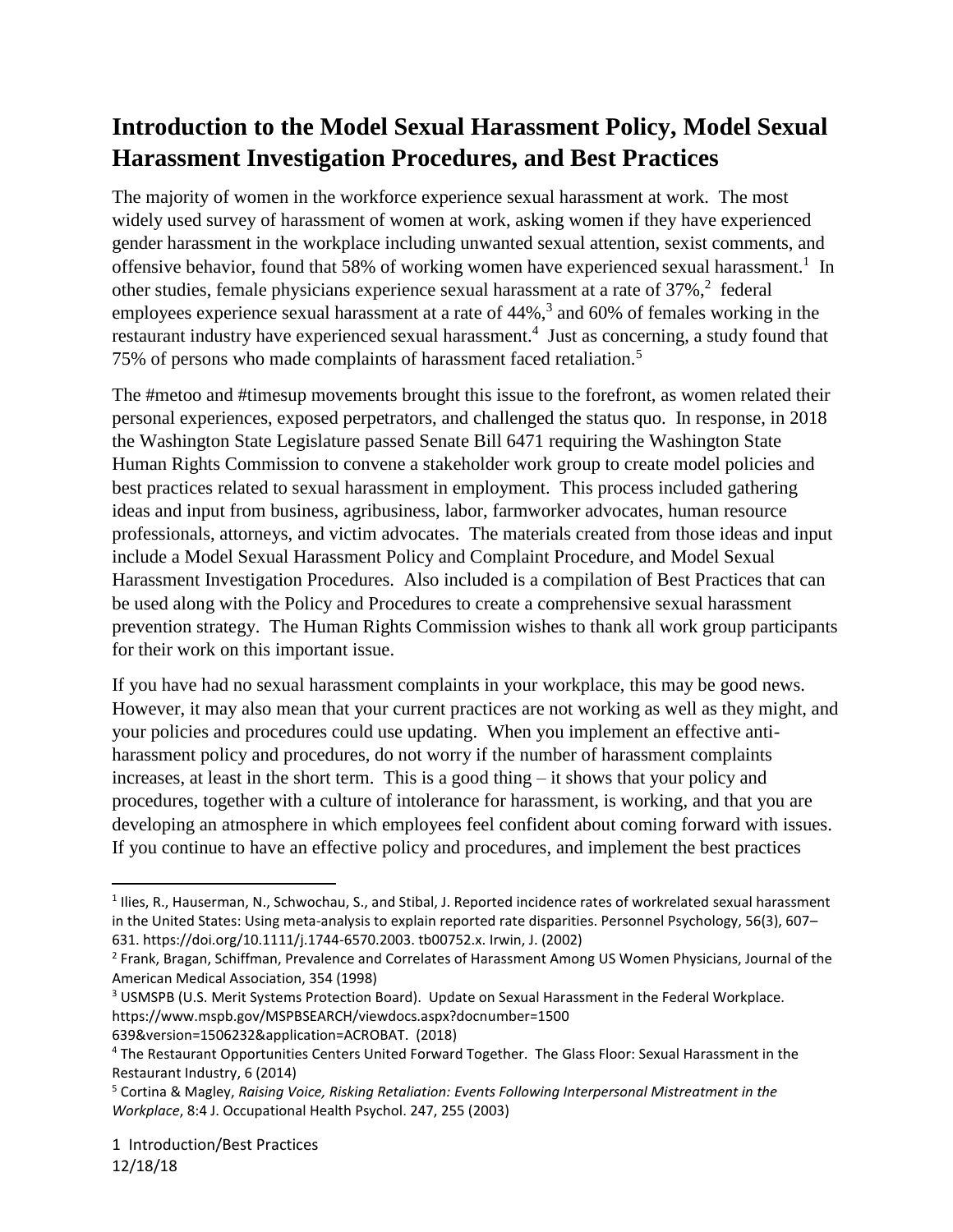# Introduction to the Model Sexual Harassment Policy, Model Sexual Harassment Investigation Procedures, and Best Practices

The majority of women in the workforce experience sexual harassment at work. The most widely used survey of harassment of women at work, asking women if they have experienced gender harassment in the workplace including unwanted sexual attention, sexist comments, and offensive behavior, found that 58% of working women have experienced sexual harassment.[1] In other studies, female physicians experience sexual harassment at a rate of 37%,[2] federal employees experience sexual harassment at a rate of 44%,[3] and 60% of females working in the restaurant industry have experienced sexual harassment.[4] Just as concerning, a study found that 75% of persons who made complaints of harassment faced retaliation.[5]

The #metoo and #timesup movements brought this issue to the forefront, as women related their personal experiences, exposed perpetrators, and challenged the status quo. In response, in 2018 the Washington State Legislature passed Senate Bill 6471 requiring the Washington State Human Rights Commission to convene a stakeholder work group to create model policies and best practices related to sexual harassment in employment. This process included gathering ideas and input from business, agribusiness, labor, farmworker advocates, human resource professionals, attorneys, and victim advocates. The materials created from those ideas and input include a Model Sexual Harassment Policy and Complaint Procedure, and Model Sexual Harassment Investigation Procedures. Also included is a compilation of Best Practices that can be used along with the Policy and Procedures to create a comprehensive sexual harassment prevention strategy. The Human Rights Commission wishes to thank all work group participants for their work on this important issue.

If you have had no sexual harassment complaints in your workplace, this may be good news. However, it may also mean that your current practices are not working as well as they might, and your policies and procedures could use updating. When you implement an effective anti-harassment policy and procedures, do not worry if the number of harassment complaints increases, at least in the short term. This is a good thing – it shows that your policy and procedures, together with a culture of intolerance for harassment, is working, and that you are developing an atmosphere in which employees feel confident about coming forward with issues. If you continue to have an effective policy and procedures, and implement the best practices

---

[1] Ilies, R., Hauserman, N., Schwochau, S., and Stibal, J. Reported incidence rates of workrelated sexual harassment in the United States: Using meta-analysis to explain reported rate disparities. Personnel Psychology, 56(3), 607–631. https://doi.org/10.1111/j.1744-6570.2003. tb00752.x. Irwin, J. (2002)

[2] Frank, Bragan, Schiffman, Prevalence and Correlates of Harassment Among US Women Physicians, Journal of the American Medical Association, 354 (1998)

[3] USMSPB (U.S. Merit Systems Protection Board). Update on Sexual Harassment in the Federal Workplace. https://www.mspb.gov/MSPBSEARCH/viewdocs.aspx?docnumber=1500639&version=1506232&application=ACROBAT. (2018)

[4] The Restaurant Opportunities Centers United Forward Together. The Glass Floor: Sexual Harassment in the Restaurant Industry, 6 (2014)

[5] Cortina & Magley, *Raising Voice, Risking Retaliation: Events Following Interpersonal Mistreatment in the Workplace*, 8:4 J. Occupational Health Psychol. 247, 255 (2003)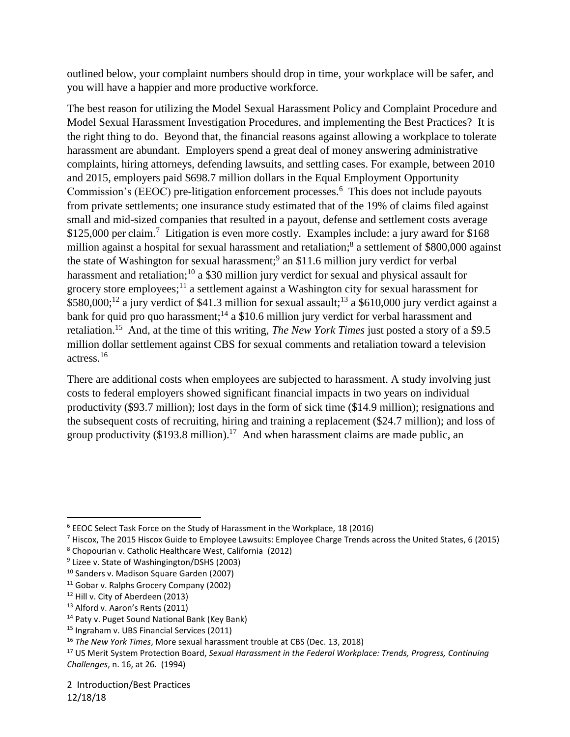outlined below, your complaint numbers should drop in time, your workplace will be safer, and you will have a happier and more productive workforce.

The best reason for utilizing the Model Sexual Harassment Policy and Complaint Procedure and Model Sexual Harassment Investigation Procedures, and implementing the Best Practices? It is the right thing to do. Beyond that, the financial reasons against allowing a workplace to tolerate harassment are abundant. Employers spend a great deal of money answering administrative complaints, hiring attorneys, defending lawsuits, and settling cases. For example, between 2010 and 2015, employers paid $698.7 million dollars in the Equal Employment Opportunity Commission's (EEOC) pre-litigation enforcement processes.[6] This does not include payouts from private settlements; one insurance study estimated that of the 19% of claims filed against small and mid-sized companies that resulted in a payout, defense and settlement costs average $125,000 per claim.[7] Litigation is even more costly. Examples include: a jury award for $168 million against a hospital for sexual harassment and retaliation;[8] a settlement of $800,000 against the state of Washington for sexual harassment;[9] an $11.6 million jury verdict for verbal harassment and retaliation;[10] a $30 million jury verdict for sexual and physical assault for grocery store employees;[11] a settlement against a Washington city for sexual harassment for $580,000;[12] a jury verdict of $41.3 million for sexual assault;[13] a $610,000 jury verdict against a bank for quid pro quo harassment;[14] a $10.6 million jury verdict for verbal harassment and retaliation.[15] And, at the time of this writing, *The New York Times* just posted a story of a $9.5 million dollar settlement against CBS for sexual comments and retaliation toward a television actress.[16]

There are additional costs when employees are subjected to harassment. A study involving just costs to federal employers showed significant financial impacts in two years on individual productivity ($93.7 million); lost days in the form of sick time ($14.9 million); resignations and the subsequent costs of recruiting, hiring and training a replacement ($24.7 million); and loss of group productivity ($193.8 million).[17] And when harassment claims are made public, an

---

[6] EEOC Select Task Force on the Study of Harassment in the Workplace, 18 (2016)

[7] Hiscox, The 2015 Hiscox Guide to Employee Lawsuits: Employee Charge Trends across the United States, 6 (2015)

[8] Chopourian v. Catholic Healthcare West, California (2012)

[9] Lizee v. State of Washingington/DSHS (2003)

[10] Sanders v. Madison Square Garden (2007)

[11] Gobar v. Ralphs Grocery Company (2002)

[12] Hill v. City of Aberdeen (2013)

[13] Alford v. Aaron's Rents (2011)

[14] Paty v. Puget Sound National Bank (Key Bank)

[15] Ingraham v. UBS Financial Services (2011)

[16] *The New York Times*, More sexual harassment trouble at CBS (Dec. 13, 2018)

[17] US Merit System Protection Board, *Sexual Harassment in the Federal Workplace: Trends, Progress, Continuing Challenges*, n. 16, at 26. (1994)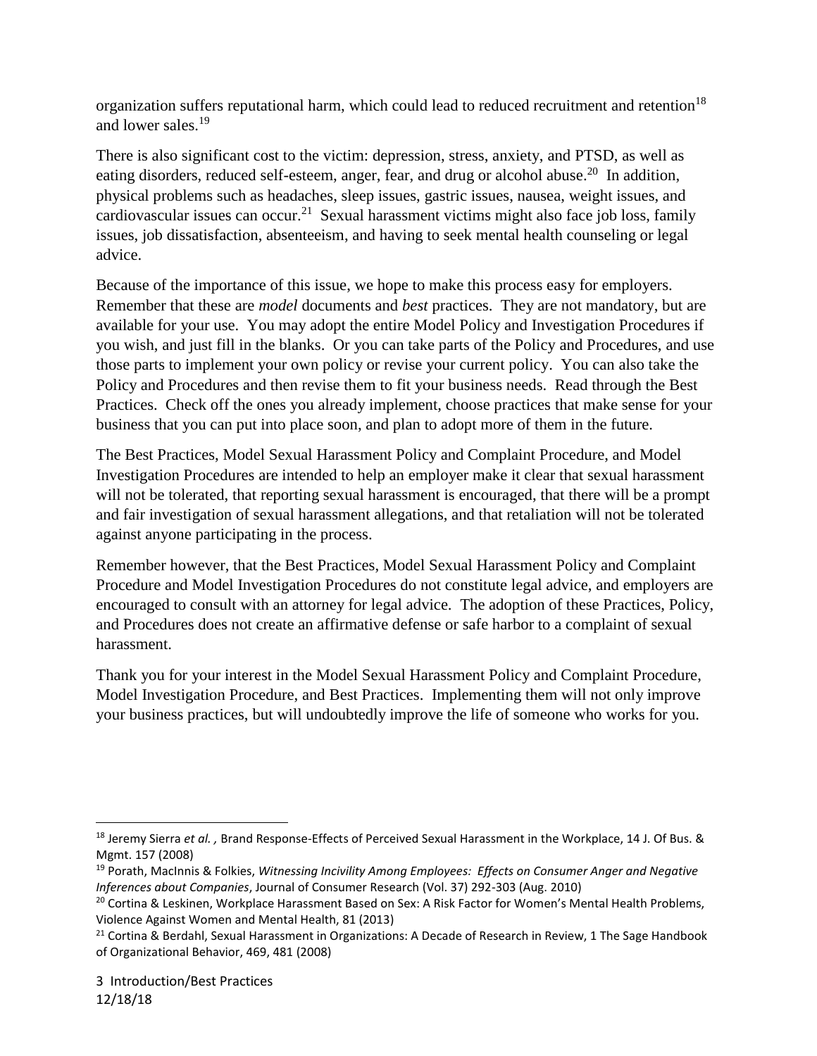organization suffers reputational harm, which could lead to reduced recruitment and retention[18] and lower sales.[19]

There is also significant cost to the victim: depression, stress, anxiety, and PTSD, as well as eating disorders, reduced self-esteem, anger, fear, and drug or alcohol abuse.[20] In addition, physical problems such as headaches, sleep issues, gastric issues, nausea, weight issues, and cardiovascular issues can occur.[21] Sexual harassment victims might also face job loss, family issues, job dissatisfaction, absenteeism, and having to seek mental health counseling or legal advice.

Because of the importance of this issue, we hope to make this process easy for employers. Remember that these are *model* documents and *best* practices. They are not mandatory, but are available for your use. You may adopt the entire Model Policy and Investigation Procedures if you wish, and just fill in the blanks. Or you can take parts of the Policy and Procedures, and use those parts to implement your own policy or revise your current policy. You can also take the Policy and Procedures and then revise them to fit your business needs. Read through the Best Practices. Check off the ones you already implement, choose practices that make sense for your business that you can put into place soon, and plan to adopt more of them in the future.

The Best Practices, Model Sexual Harassment Policy and Complaint Procedure, and Model Investigation Procedures are intended to help an employer make it clear that sexual harassment will not be tolerated, that reporting sexual harassment is encouraged, that there will be a prompt and fair investigation of sexual harassment allegations, and that retaliation will not be tolerated against anyone participating in the process.

Remember however, that the Best Practices, Model Sexual Harassment Policy and Complaint Procedure and Model Investigation Procedures do not constitute legal advice, and employers are encouraged to consult with an attorney for legal advice. The adoption of these Practices, Policy, and Procedures does not create an affirmative defense or safe harbor to a complaint of sexual harassment.

Thank you for your interest in the Model Sexual Harassment Policy and Complaint Procedure, Model Investigation Procedure, and Best Practices. Implementing them will not only improve your business practices, but will undoubtedly improve the life of someone who works for you.

---

[18] Jeremy Sierra *et al.* , Brand Response-Effects of Perceived Sexual Harassment in the Workplace, 14 J. Of Bus. & Mgmt. 157 (2008)

[19] Porath, MacInnis & Folkies, *Witnessing Incivility Among Employees: Effects on Consumer Anger and Negative Inferences about Companies*, Journal of Consumer Research (Vol. 37) 292-303 (Aug. 2010)

[20] Cortina & Leskinen, Workplace Harassment Based on Sex: A Risk Factor for Women's Mental Health Problems, Violence Against Women and Mental Health, 81 (2013)

[21] Cortina & Berdahl, Sexual Harassment in Organizations: A Decade of Research in Review, 1 The Sage Handbook of Organizational Behavior, 469, 481 (2008)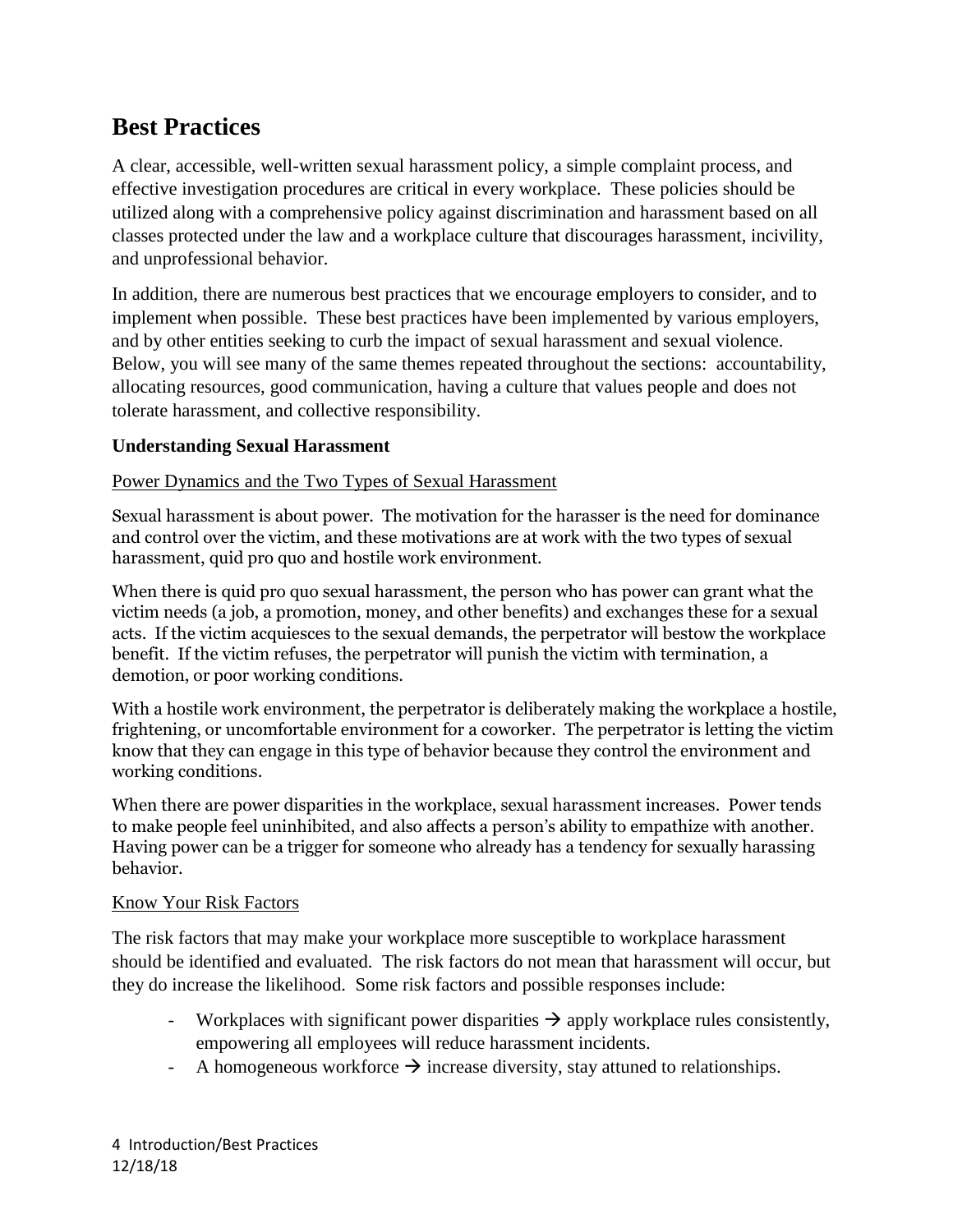# Best Practices

A clear, accessible, well-written sexual harassment policy, a simple complaint process, and effective investigation procedures are critical in every workplace. These policies should be utilized along with a comprehensive policy against discrimination and harassment based on all classes protected under the law and a workplace culture that discourages harassment, incivility, and unprofessional behavior.

In addition, there are numerous best practices that we encourage employers to consider, and to implement when possible. These best practices have been implemented by various employers, and by other entities seeking to curb the impact of sexual harassment and sexual violence. Below, you will see many of the same themes repeated throughout the sections: accountability, allocating resources, good communication, having a culture that values people and does not tolerate harassment, and collective responsibility.

**Understanding Sexual Harassment**

Power Dynamics and the Two Types of Sexual Harassment

Sexual harassment is about power. The motivation for the harasser is the need for dominance and control over the victim, and these motivations are at work with the two types of sexual harassment, quid pro quo and hostile work environment.

When there is quid pro quo sexual harassment, the person who has power can grant what the victim needs (a job, a promotion, money, and other benefits) and exchanges these for a sexual acts. If the victim acquiesces to the sexual demands, the perpetrator will bestow the workplace benefit. If the victim refuses, the perpetrator will punish the victim with termination, a demotion, or poor working conditions.

With a hostile work environment, the perpetrator is deliberately making the workplace a hostile, frightening, or uncomfortable environment for a coworker. The perpetrator is letting the victim know that they can engage in this type of behavior because they control the environment and working conditions.

When there are power disparities in the workplace, sexual harassment increases. Power tends to make people feel uninhibited, and also affects a person's ability to empathize with another. Having power can be a trigger for someone who already has a tendency for sexually harassing behavior.

Know Your Risk Factors

The risk factors that may make your workplace more susceptible to workplace harassment should be identified and evaluated. The risk factors do not mean that harassment will occur, but they do increase the likelihood. Some risk factors and possible responses include:

- Workplaces with significant power disparities → apply workplace rules consistently, empowering all employees will reduce harassment incidents.
- A homogeneous workforce → increase diversity, stay attuned to relationships.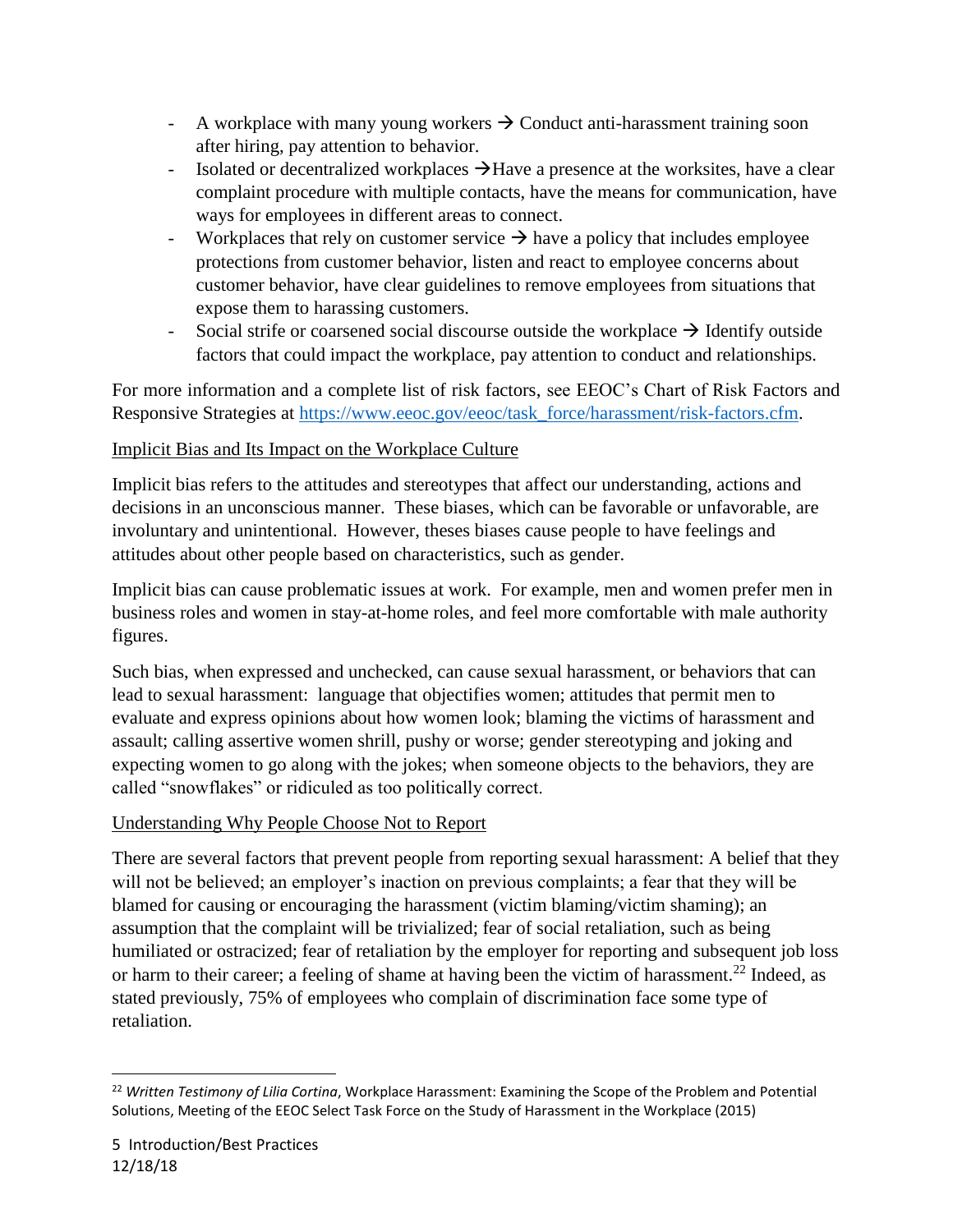- A workplace with many young workers → Conduct anti-harassment training soon after hiring, pay attention to behavior.
- Isolated or decentralized workplaces →Have a presence at the worksites, have a clear complaint procedure with multiple contacts, have the means for communication, have ways for employees in different areas to connect.
- Workplaces that rely on customer service → have a policy that includes employee protections from customer behavior, listen and react to employee concerns about customer behavior, have clear guidelines to remove employees from situations that expose them to harassing customers.
- Social strife or coarsened social discourse outside the workplace → Identify outside factors that could impact the workplace, pay attention to conduct and relationships.

For more information and a complete list of risk factors, see EEOC's Chart of Risk Factors and Responsive Strategies at https://www.eeoc.gov/eeoc/task_force/harassment/risk-factors.cfm.

## Implicit Bias and Its Impact on the Workplace Culture

Implicit bias refers to the attitudes and stereotypes that affect our understanding, actions and decisions in an unconscious manner. These biases, which can be favorable or unfavorable, are involuntary and unintentional. However, theses biases cause people to have feelings and attitudes about other people based on characteristics, such as gender.

Implicit bias can cause problematic issues at work. For example, men and women prefer men in business roles and women in stay-at-home roles, and feel more comfortable with male authority figures.

Such bias, when expressed and unchecked, can cause sexual harassment, or behaviors that can lead to sexual harassment: language that objectifies women; attitudes that permit men to evaluate and express opinions about how women look; blaming the victims of harassment and assault; calling assertive women shrill, pushy or worse; gender stereotyping and joking and expecting women to go along with the jokes; when someone objects to the behaviors, they are called "snowflakes" or ridiculed as too politically correct.

## Understanding Why People Choose Not to Report

There are several factors that prevent people from reporting sexual harassment: A belief that they will not be believed; an employer's inaction on previous complaints; a fear that they will be blamed for causing or encouraging the harassment (victim blaming/victim shaming); an assumption that the complaint will be trivialized; fear of social retaliation, such as being humiliated or ostracized; fear of retaliation by the employer for reporting and subsequent job loss or harm to their career; a feeling of shame at having been the victim of harassment.[22] Indeed, as stated previously, 75% of employees who complain of discrimination face some type of retaliation.

---

[22] *Written Testimony of Lilia Cortina*, Workplace Harassment: Examining the Scope of the Problem and Potential Solutions, Meeting of the EEOC Select Task Force on the Study of Harassment in the Workplace (2015)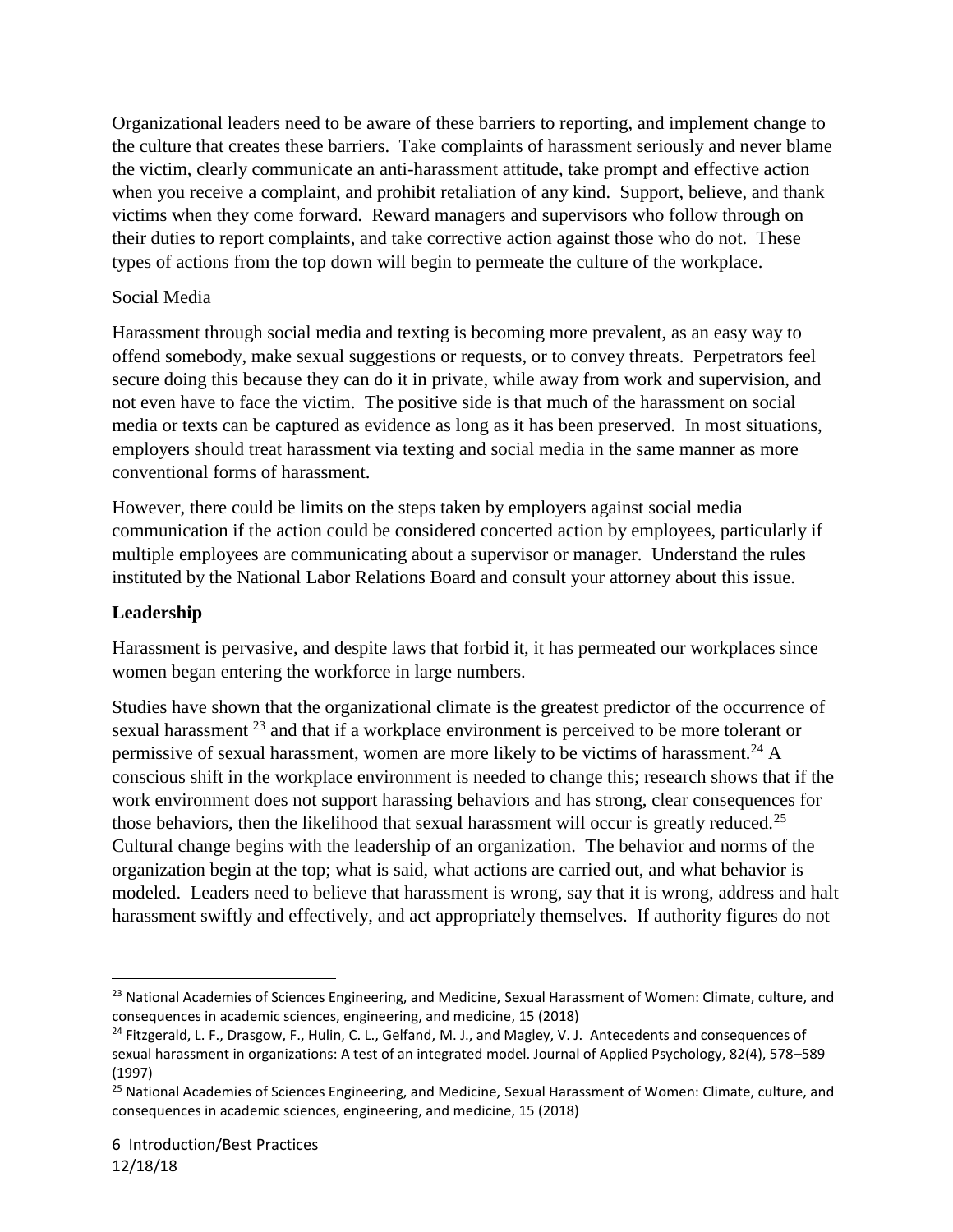Organizational leaders need to be aware of these barriers to reporting, and implement change to the culture that creates these barriers. Take complaints of harassment seriously and never blame the victim, clearly communicate an anti-harassment attitude, take prompt and effective action when you receive a complaint, and prohibit retaliation of any kind. Support, believe, and thank victims when they come forward. Reward managers and supervisors who follow through on their duties to report complaints, and take corrective action against those who do not. These types of actions from the top down will begin to permeate the culture of the workplace.

Social Media

Harassment through social media and texting is becoming more prevalent, as an easy way to offend somebody, make sexual suggestions or requests, or to convey threats. Perpetrators feel secure doing this because they can do it in private, while away from work and supervision, and not even have to face the victim. The positive side is that much of the harassment on social media or texts can be captured as evidence as long as it has been preserved. In most situations, employers should treat harassment via texting and social media in the same manner as more conventional forms of harassment.

However, there could be limits on the steps taken by employers against social media communication if the action could be considered concerted action by employees, particularly if multiple employees are communicating about a supervisor or manager. Understand the rules instituted by the National Labor Relations Board and consult your attorney about this issue.

**Leadership**

Harassment is pervasive, and despite laws that forbid it, it has permeated our workplaces since women began entering the workforce in large numbers.

Studies have shown that the organizational climate is the greatest predictor of the occurrence of sexual harassment [23] and that if a workplace environment is perceived to be more tolerant or permissive of sexual harassment, women are more likely to be victims of harassment.[24] A conscious shift in the workplace environment is needed to change this; research shows that if the work environment does not support harassing behaviors and has strong, clear consequences for those behaviors, then the likelihood that sexual harassment will occur is greatly reduced.[25] Cultural change begins with the leadership of an organization. The behavior and norms of the organization begin at the top; what is said, what actions are carried out, and what behavior is modeled. Leaders need to believe that harassment is wrong, say that it is wrong, address and halt harassment swiftly and effectively, and act appropriately themselves. If authority figures do not

---

[23] National Academies of Sciences Engineering, and Medicine, Sexual Harassment of Women: Climate, culture, and consequences in academic sciences, engineering, and medicine, 15 (2018)

[24] Fitzgerald, L. F., Drasgow, F., Hulin, C. L., Gelfand, M. J., and Magley, V. J. Antecedents and consequences of sexual harassment in organizations: A test of an integrated model. Journal of Applied Psychology, 82(4), 578–589 (1997)

[25] National Academies of Sciences Engineering, and Medicine, Sexual Harassment of Women: Climate, culture, and consequences in academic sciences, engineering, and medicine, 15 (2018)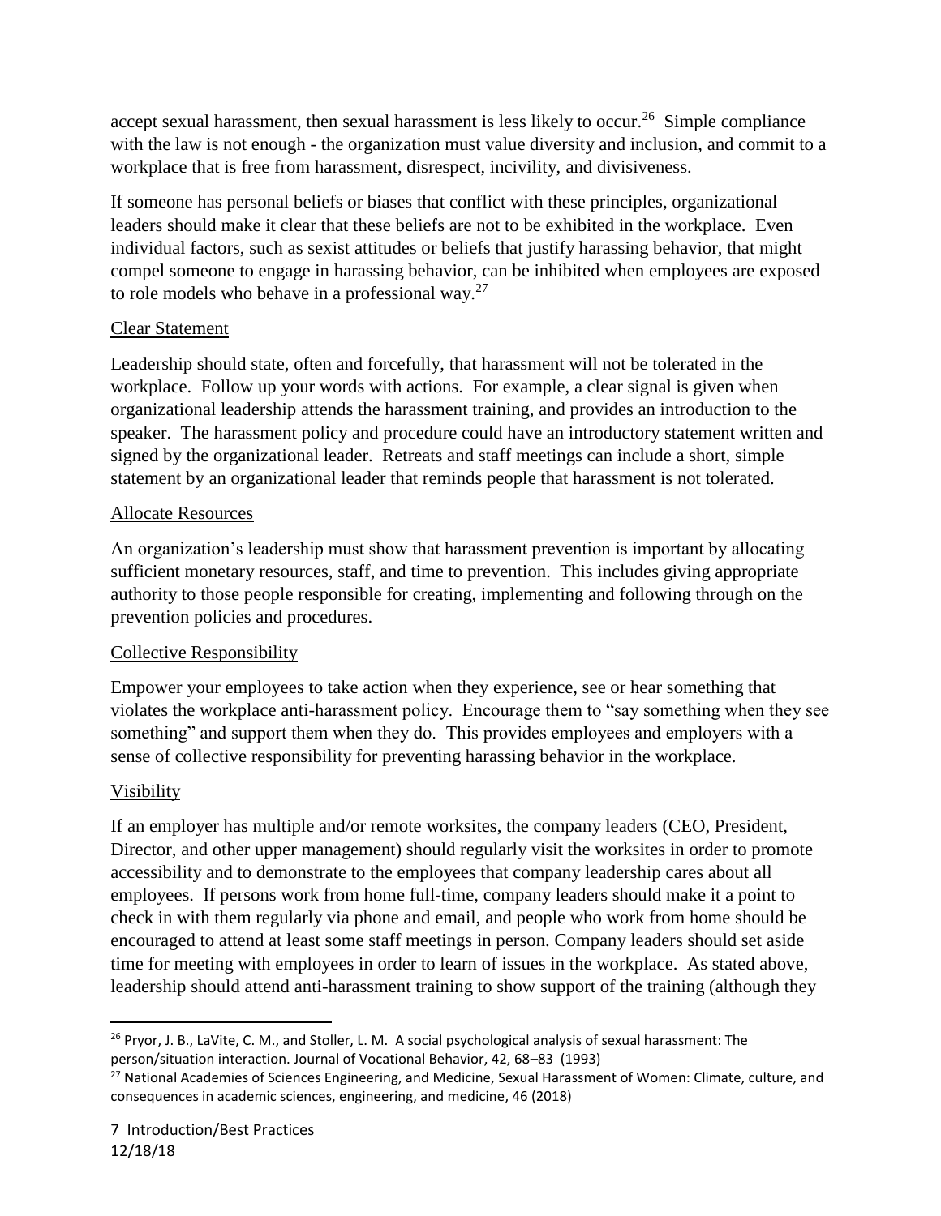accept sexual harassment, then sexual harassment is less likely to occur.[26] Simple compliance with the law is not enough - the organization must value diversity and inclusion, and commit to a workplace that is free from harassment, disrespect, incivility, and divisiveness.

If someone has personal beliefs or biases that conflict with these principles, organizational leaders should make it clear that these beliefs are not to be exhibited in the workplace. Even individual factors, such as sexist attitudes or beliefs that justify harassing behavior, that might compel someone to engage in harassing behavior, can be inhibited when employees are exposed to role models who behave in a professional way.[27]

<u>Clear Statement</u>

Leadership should state, often and forcefully, that harassment will not be tolerated in the workplace. Follow up your words with actions. For example, a clear signal is given when organizational leadership attends the harassment training, and provides an introduction to the speaker. The harassment policy and procedure could have an introductory statement written and signed by the organizational leader. Retreats and staff meetings can include a short, simple statement by an organizational leader that reminds people that harassment is not tolerated.

<u>Allocate Resources</u>

An organization's leadership must show that harassment prevention is important by allocating sufficient monetary resources, staff, and time to prevention. This includes giving appropriate authority to those people responsible for creating, implementing and following through on the prevention policies and procedures.

<u>Collective Responsibility</u>

Empower your employees to take action when they experience, see or hear something that violates the workplace anti-harassment policy. Encourage them to "say something when they see something" and support them when they do. This provides employees and employers with a sense of collective responsibility for preventing harassing behavior in the workplace.

<u>Visibility</u>

If an employer has multiple and/or remote worksites, the company leaders (CEO, President, Director, and other upper management) should regularly visit the worksites in order to promote accessibility and to demonstrate to the employees that company leadership cares about all employees. If persons work from home full-time, company leaders should make it a point to check in with them regularly via phone and email, and people who work from home should be encouraged to attend at least some staff meetings in person. Company leaders should set aside time for meeting with employees in order to learn of issues in the workplace. As stated above, leadership should attend anti-harassment training to show support of the training (although they

---

[26] Pryor, J. B., LaVite, C. M., and Stoller, L. M. A social psychological analysis of sexual harassment: The person/situation interaction. Journal of Vocational Behavior, 42, 68–83 (1993)

[27] National Academies of Sciences Engineering, and Medicine, Sexual Harassment of Women: Climate, culture, and consequences in academic sciences, engineering, and medicine, 46 (2018)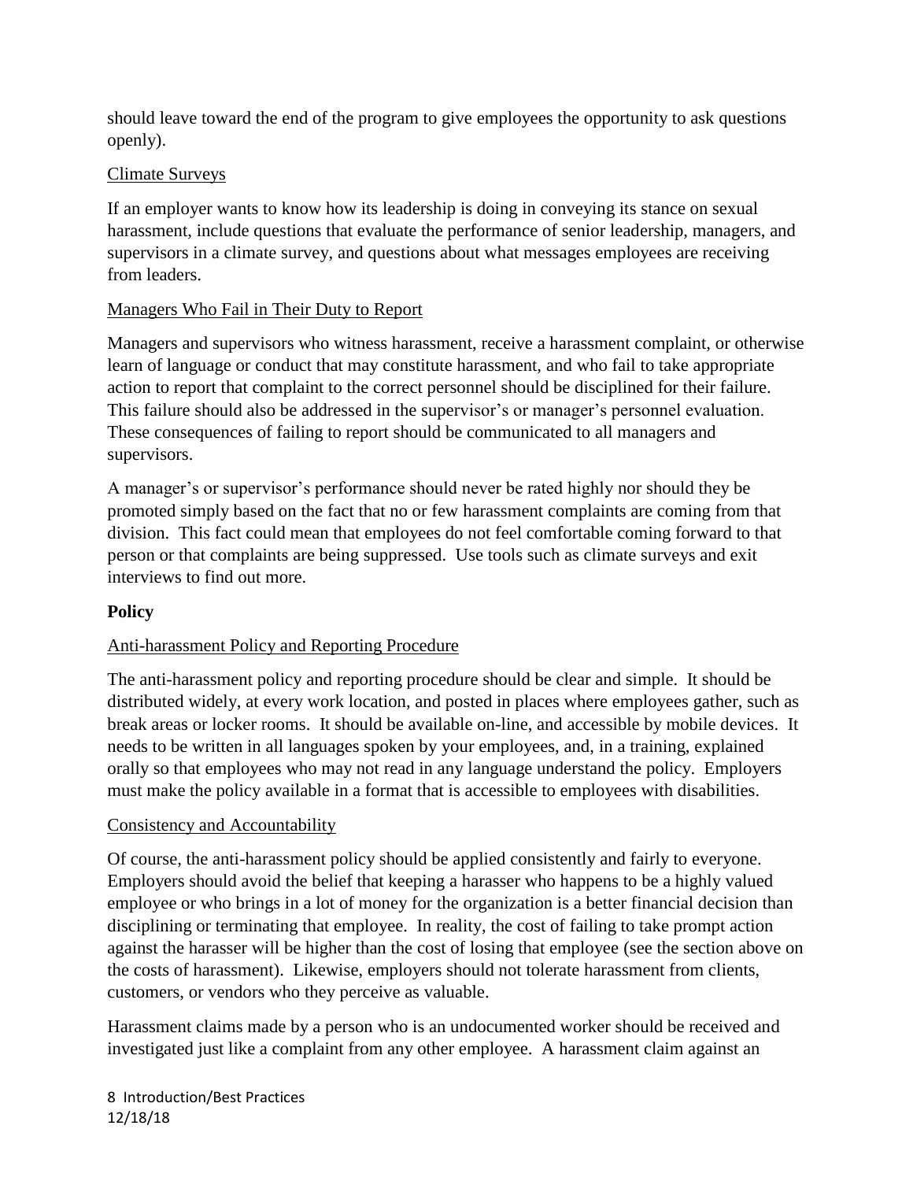should leave toward the end of the program to give employees the opportunity to ask questions openly).

<u>Climate Surveys</u>

If an employer wants to know how its leadership is doing in conveying its stance on sexual harassment, include questions that evaluate the performance of senior leadership, managers, and supervisors in a climate survey, and questions about what messages employees are receiving from leaders.

<u>Managers Who Fail in Their Duty to Report</u>

Managers and supervisors who witness harassment, receive a harassment complaint, or otherwise learn of language or conduct that may constitute harassment, and who fail to take appropriate action to report that complaint to the correct personnel should be disciplined for their failure. This failure should also be addressed in the supervisor's or manager's personnel evaluation. These consequences of failing to report should be communicated to all managers and supervisors.

A manager's or supervisor's performance should never be rated highly nor should they be promoted simply based on the fact that no or few harassment complaints are coming from that division. This fact could mean that employees do not feel comfortable coming forward to that person or that complaints are being suppressed. Use tools such as climate surveys and exit interviews to find out more.

**Policy**

<u>Anti-harassment Policy and Reporting Procedure</u>

The anti-harassment policy and reporting procedure should be clear and simple. It should be distributed widely, at every work location, and posted in places where employees gather, such as break areas or locker rooms. It should be available on-line, and accessible by mobile devices. It needs to be written in all languages spoken by your employees, and, in a training, explained orally so that employees who may not read in any language understand the policy. Employers must make the policy available in a format that is accessible to employees with disabilities.

<u>Consistency and Accountability</u>

Of course, the anti-harassment policy should be applied consistently and fairly to everyone. Employers should avoid the belief that keeping a harasser who happens to be a highly valued employee or who brings in a lot of money for the organization is a better financial decision than disciplining or terminating that employee. In reality, the cost of failing to take prompt action against the harasser will be higher than the cost of losing that employee (see the section above on the costs of harassment). Likewise, employers should not tolerate harassment from clients, customers, or vendors who they perceive as valuable.

Harassment claims made by a person who is an undocumented worker should be received and investigated just like a complaint from any other employee. A harassment claim against an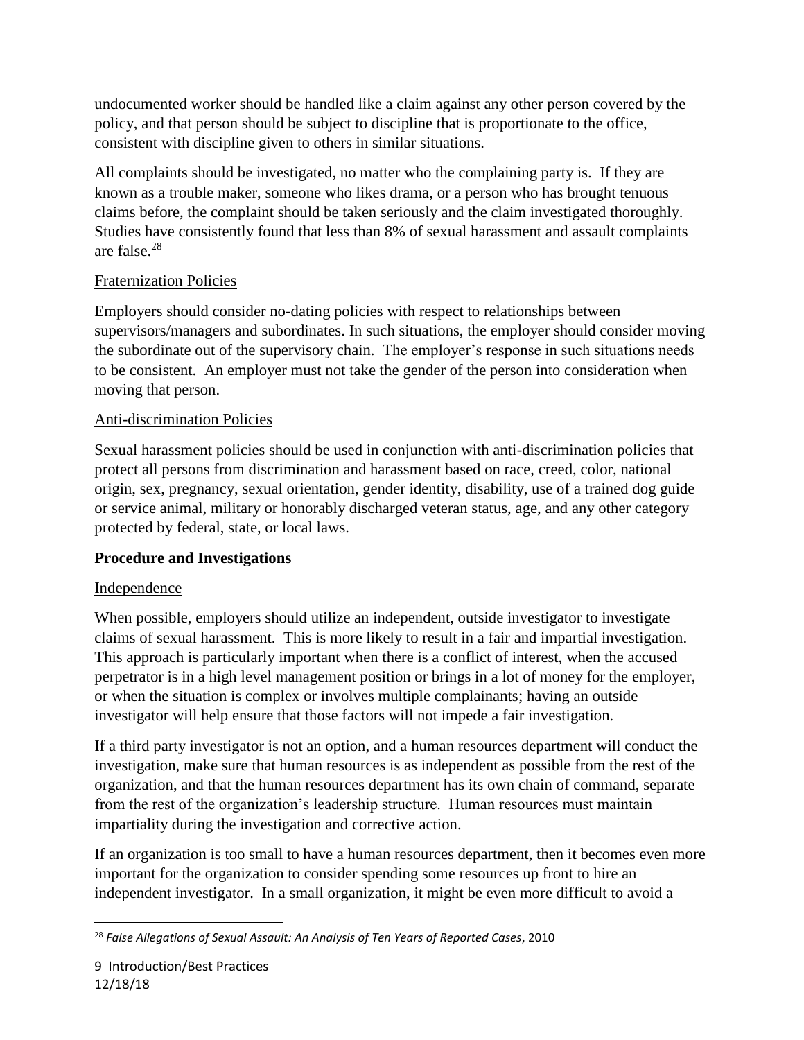undocumented worker should be handled like a claim against any other person covered by the policy, and that person should be subject to discipline that is proportionate to the office, consistent with discipline given to others in similar situations.

All complaints should be investigated, no matter who the complaining party is. If they are known as a trouble maker, someone who likes drama, or a person who has brought tenuous claims before, the complaint should be taken seriously and the claim investigated thoroughly. Studies have consistently found that less than 8% of sexual harassment and assault complaints are false.[28]

Fraternization Policies

Employers should consider no-dating policies with respect to relationships between supervisors/managers and subordinates. In such situations, the employer should consider moving the subordinate out of the supervisory chain. The employer's response in such situations needs to be consistent. An employer must not take the gender of the person into consideration when moving that person.

Anti-discrimination Policies

Sexual harassment policies should be used in conjunction with anti-discrimination policies that protect all persons from discrimination and harassment based on race, creed, color, national origin, sex, pregnancy, sexual orientation, gender identity, disability, use of a trained dog guide or service animal, military or honorably discharged veteran status, age, and any other category protected by federal, state, or local laws.

**Procedure and Investigations**

Independence

When possible, employers should utilize an independent, outside investigator to investigate claims of sexual harassment. This is more likely to result in a fair and impartial investigation. This approach is particularly important when there is a conflict of interest, when the accused perpetrator is in a high level management position or brings in a lot of money for the employer, or when the situation is complex or involves multiple complainants; having an outside investigator will help ensure that those factors will not impede a fair investigation.

If a third party investigator is not an option, and a human resources department will conduct the investigation, make sure that human resources is as independent as possible from the rest of the organization, and that the human resources department has its own chain of command, separate from the rest of the organization's leadership structure. Human resources must maintain impartiality during the investigation and corrective action.

If an organization is too small to have a human resources department, then it becomes even more important for the organization to consider spending some resources up front to hire an independent investigator. In a small organization, it might be even more difficult to avoid a

[28] *False Allegations of Sexual Assault: An Analysis of Ten Years of Reported Cases*, 2010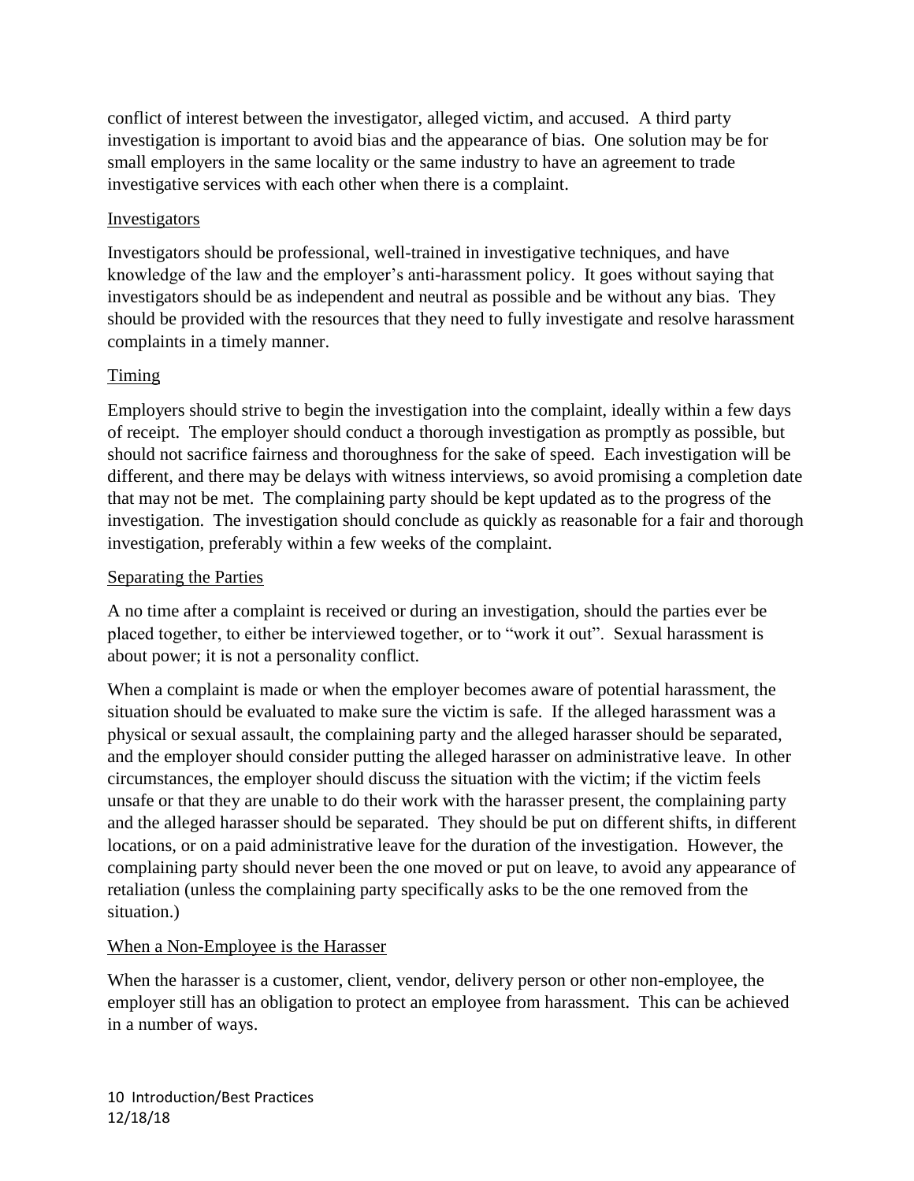conflict of interest between the investigator, alleged victim, and accused. A third party investigation is important to avoid bias and the appearance of bias. One solution may be for small employers in the same locality or the same industry to have an agreement to trade investigative services with each other when there is a complaint.

### Investigators

Investigators should be professional, well-trained in investigative techniques, and have knowledge of the law and the employer's anti-harassment policy. It goes without saying that investigators should be as independent and neutral as possible and be without any bias. They should be provided with the resources that they need to fully investigate and resolve harassment complaints in a timely manner.

### Timing

Employers should strive to begin the investigation into the complaint, ideally within a few days of receipt. The employer should conduct a thorough investigation as promptly as possible, but should not sacrifice fairness and thoroughness for the sake of speed. Each investigation will be different, and there may be delays with witness interviews, so avoid promising a completion date that may not be met. The complaining party should be kept updated as to the progress of the investigation. The investigation should conclude as quickly as reasonable for a fair and thorough investigation, preferably within a few weeks of the complaint.

### Separating the Parties

A no time after a complaint is received or during an investigation, should the parties ever be placed together, to either be interviewed together, or to "work it out". Sexual harassment is about power; it is not a personality conflict.

When a complaint is made or when the employer becomes aware of potential harassment, the situation should be evaluated to make sure the victim is safe. If the alleged harassment was a physical or sexual assault, the complaining party and the alleged harasser should be separated, and the employer should consider putting the alleged harasser on administrative leave. In other circumstances, the employer should discuss the situation with the victim; if the victim feels unsafe or that they are unable to do their work with the harasser present, the complaining party and the alleged harasser should be separated. They should be put on different shifts, in different locations, or on a paid administrative leave for the duration of the investigation. However, the complaining party should never been the one moved or put on leave, to avoid any appearance of retaliation (unless the complaining party specifically asks to be the one removed from the situation.)

### When a Non-Employee is the Harasser

When the harasser is a customer, client, vendor, delivery person or other non-employee, the employer still has an obligation to protect an employee from harassment. This can be achieved in a number of ways.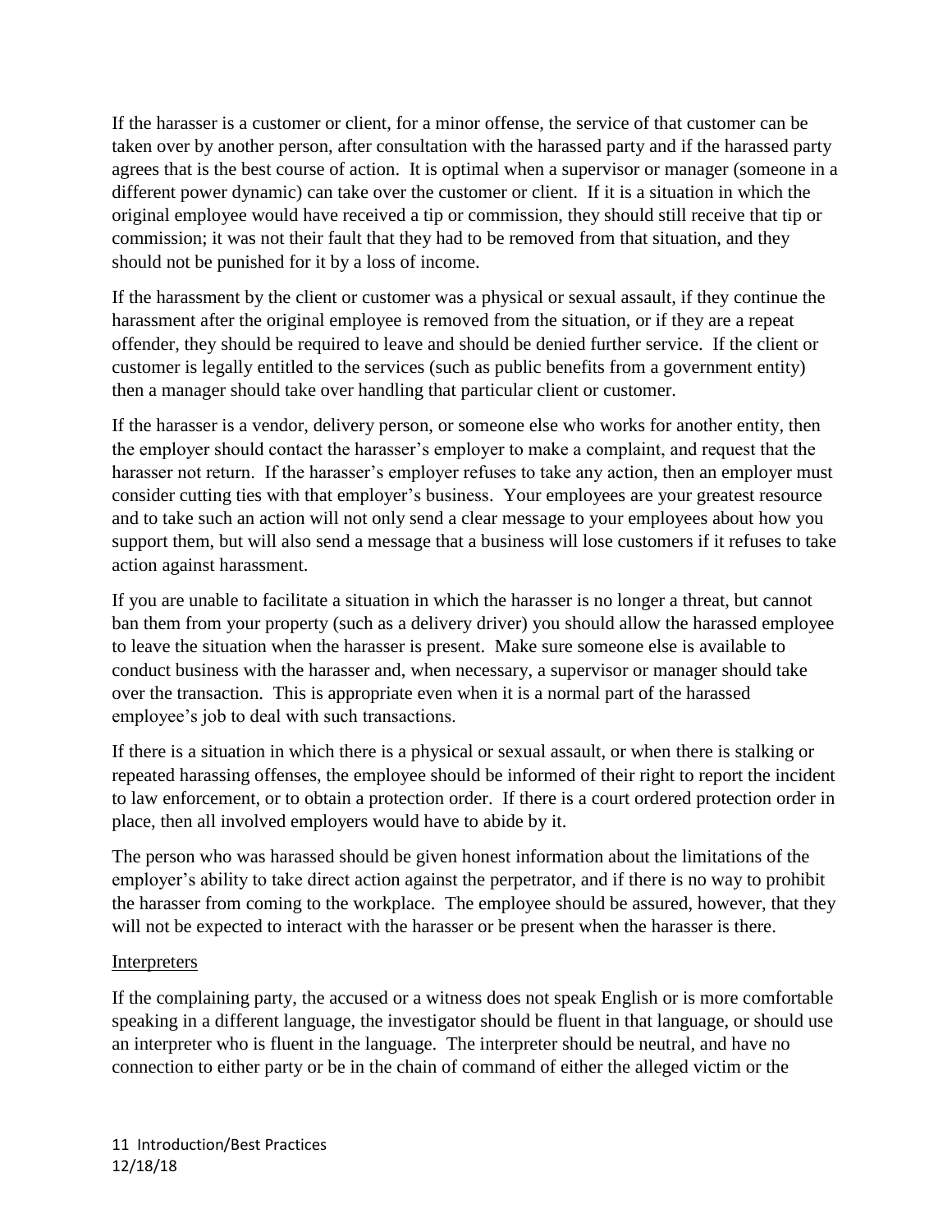If the harasser is a customer or client, for a minor offense, the service of that customer can be taken over by another person, after consultation with the harassed party and if the harassed party agrees that is the best course of action. It is optimal when a supervisor or manager (someone in a different power dynamic) can take over the customer or client. If it is a situation in which the original employee would have received a tip or commission, they should still receive that tip or commission; it was not their fault that they had to be removed from that situation, and they should not be punished for it by a loss of income.

If the harassment by the client or customer was a physical or sexual assault, if they continue the harassment after the original employee is removed from the situation, or if they are a repeat offender, they should be required to leave and should be denied further service. If the client or customer is legally entitled to the services (such as public benefits from a government entity) then a manager should take over handling that particular client or customer.

If the harasser is a vendor, delivery person, or someone else who works for another entity, then the employer should contact the harasser's employer to make a complaint, and request that the harasser not return. If the harasser's employer refuses to take any action, then an employer must consider cutting ties with that employer's business. Your employees are your greatest resource and to take such an action will not only send a clear message to your employees about how you support them, but will also send a message that a business will lose customers if it refuses to take action against harassment.

If you are unable to facilitate a situation in which the harasser is no longer a threat, but cannot ban them from your property (such as a delivery driver) you should allow the harassed employee to leave the situation when the harasser is present. Make sure someone else is available to conduct business with the harasser and, when necessary, a supervisor or manager should take over the transaction. This is appropriate even when it is a normal part of the harassed employee's job to deal with such transactions.

If there is a situation in which there is a physical or sexual assault, or when there is stalking or repeated harassing offenses, the employee should be informed of their right to report the incident to law enforcement, or to obtain a protection order. If there is a court ordered protection order in place, then all involved employers would have to abide by it.

The person who was harassed should be given honest information about the limitations of the employer's ability to take direct action against the perpetrator, and if there is no way to prohibit the harasser from coming to the workplace. The employee should be assured, however, that they will not be expected to interact with the harasser or be present when the harasser is there.

Interpreters

If the complaining party, the accused or a witness does not speak English or is more comfortable speaking in a different language, the investigator should be fluent in that language, or should use an interpreter who is fluent in the language. The interpreter should be neutral, and have no connection to either party or be in the chain of command of either the alleged victim or the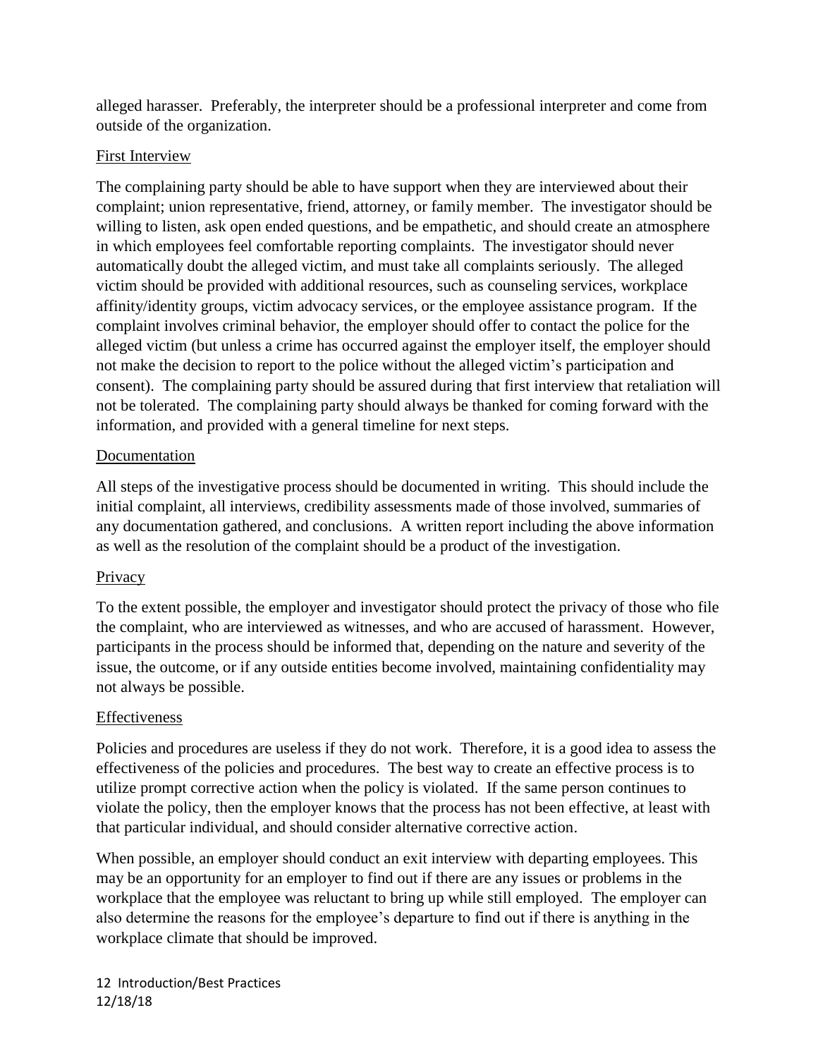alleged harasser. Preferably, the interpreter should be a professional interpreter and come from outside of the organization.

### First Interview

The complaining party should be able to have support when they are interviewed about their complaint; union representative, friend, attorney, or family member. The investigator should be willing to listen, ask open ended questions, and be empathetic, and should create an atmosphere in which employees feel comfortable reporting complaints. The investigator should never automatically doubt the alleged victim, and must take all complaints seriously. The alleged victim should be provided with additional resources, such as counseling services, workplace affinity/identity groups, victim advocacy services, or the employee assistance program. If the complaint involves criminal behavior, the employer should offer to contact the police for the alleged victim (but unless a crime has occurred against the employer itself, the employer should not make the decision to report to the police without the alleged victim's participation and consent). The complaining party should be assured during that first interview that retaliation will not be tolerated. The complaining party should always be thanked for coming forward with the information, and provided with a general timeline for next steps.

### Documentation

All steps of the investigative process should be documented in writing. This should include the initial complaint, all interviews, credibility assessments made of those involved, summaries of any documentation gathered, and conclusions. A written report including the above information as well as the resolution of the complaint should be a product of the investigation.

### Privacy

To the extent possible, the employer and investigator should protect the privacy of those who file the complaint, who are interviewed as witnesses, and who are accused of harassment. However, participants in the process should be informed that, depending on the nature and severity of the issue, the outcome, or if any outside entities become involved, maintaining confidentiality may not always be possible.

### Effectiveness

Policies and procedures are useless if they do not work. Therefore, it is a good idea to assess the effectiveness of the policies and procedures. The best way to create an effective process is to utilize prompt corrective action when the policy is violated. If the same person continues to violate the policy, then the employer knows that the process has not been effective, at least with that particular individual, and should consider alternative corrective action.

When possible, an employer should conduct an exit interview with departing employees. This may be an opportunity for an employer to find out if there are any issues or problems in the workplace that the employee was reluctant to bring up while still employed. The employer can also determine the reasons for the employee's departure to find out if there is anything in the workplace climate that should be improved.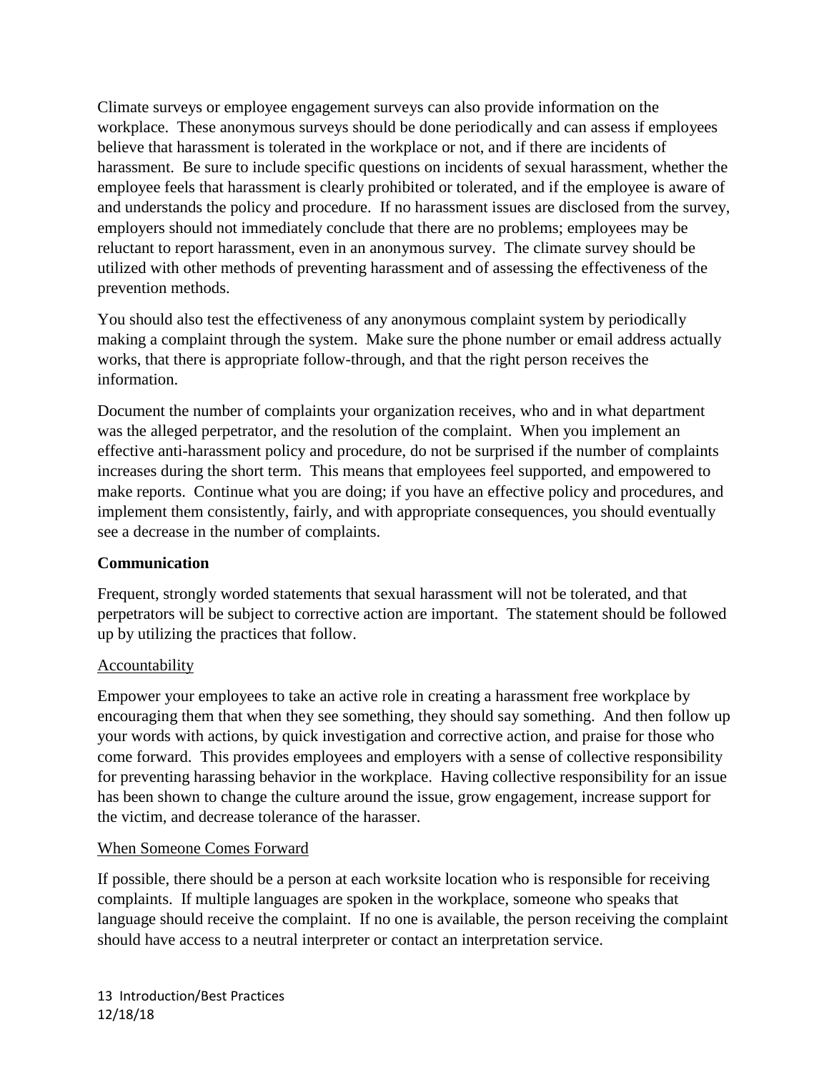Climate surveys or employee engagement surveys can also provide information on the workplace. These anonymous surveys should be done periodically and can assess if employees believe that harassment is tolerated in the workplace or not, and if there are incidents of harassment. Be sure to include specific questions on incidents of sexual harassment, whether the employee feels that harassment is clearly prohibited or tolerated, and if the employee is aware of and understands the policy and procedure. If no harassment issues are disclosed from the survey, employers should not immediately conclude that there are no problems; employees may be reluctant to report harassment, even in an anonymous survey. The climate survey should be utilized with other methods of preventing harassment and of assessing the effectiveness of the prevention methods.

You should also test the effectiveness of any anonymous complaint system by periodically making a complaint through the system. Make sure the phone number or email address actually works, that there is appropriate follow-through, and that the right person receives the information.

Document the number of complaints your organization receives, who and in what department was the alleged perpetrator, and the resolution of the complaint. When you implement an effective anti-harassment policy and procedure, do not be surprised if the number of complaints increases during the short term. This means that employees feel supported, and empowered to make reports. Continue what you are doing; if you have an effective policy and procedures, and implement them consistently, fairly, and with appropriate consequences, you should eventually see a decrease in the number of complaints.

### Communication

Frequent, strongly worded statements that sexual harassment will not be tolerated, and that perpetrators will be subject to corrective action are important. The statement should be followed up by utilizing the practices that follow.

#### Accountability

Empower your employees to take an active role in creating a harassment free workplace by encouraging them that when they see something, they should say something. And then follow up your words with actions, by quick investigation and corrective action, and praise for those who come forward. This provides employees and employers with a sense of collective responsibility for preventing harassing behavior in the workplace. Having collective responsibility for an issue has been shown to change the culture around the issue, grow engagement, increase support for the victim, and decrease tolerance of the harasser.

#### When Someone Comes Forward

If possible, there should be a person at each worksite location who is responsible for receiving complaints. If multiple languages are spoken in the workplace, someone who speaks that language should receive the complaint. If no one is available, the person receiving the complaint should have access to a neutral interpreter or contact an interpretation service.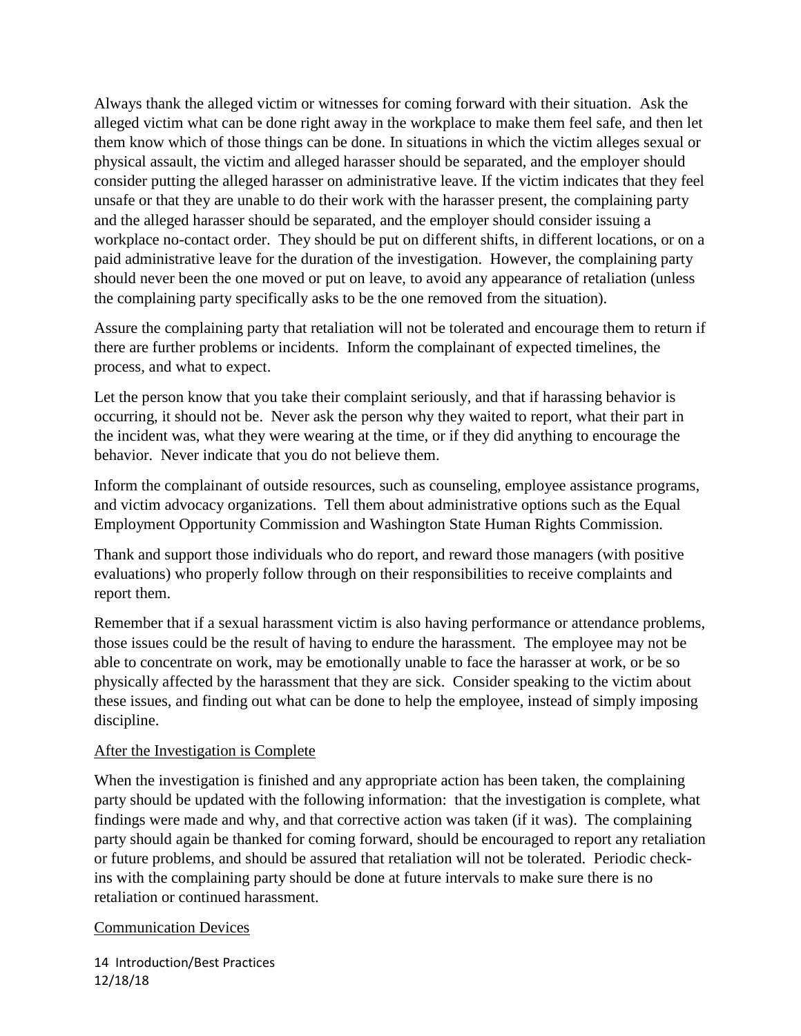Always thank the alleged victim or witnesses for coming forward with their situation. Ask the alleged victim what can be done right away in the workplace to make them feel safe, and then let them know which of those things can be done. In situations in which the victim alleges sexual or physical assault, the victim and alleged harasser should be separated, and the employer should consider putting the alleged harasser on administrative leave. If the victim indicates that they feel unsafe or that they are unable to do their work with the harasser present, the complaining party and the alleged harasser should be separated, and the employer should consider issuing a workplace no-contact order. They should be put on different shifts, in different locations, or on a paid administrative leave for the duration of the investigation. However, the complaining party should never been the one moved or put on leave, to avoid any appearance of retaliation (unless the complaining party specifically asks to be the one removed from the situation).

Assure the complaining party that retaliation will not be tolerated and encourage them to return if there are further problems or incidents. Inform the complainant of expected timelines, the process, and what to expect.

Let the person know that you take their complaint seriously, and that if harassing behavior is occurring, it should not be. Never ask the person why they waited to report, what their part in the incident was, what they were wearing at the time, or if they did anything to encourage the behavior. Never indicate that you do not believe them.

Inform the complainant of outside resources, such as counseling, employee assistance programs, and victim advocacy organizations. Tell them about administrative options such as the Equal Employment Opportunity Commission and Washington State Human Rights Commission.

Thank and support those individuals who do report, and reward those managers (with positive evaluations) who properly follow through on their responsibilities to receive complaints and report them.

Remember that if a sexual harassment victim is also having performance or attendance problems, those issues could be the result of having to endure the harassment. The employee may not be able to concentrate on work, may be emotionally unable to face the harasser at work, or be so physically affected by the harassment that they are sick. Consider speaking to the victim about these issues, and finding out what can be done to help the employee, instead of simply imposing discipline.

## After the Investigation is Complete

When the investigation is finished and any appropriate action has been taken, the complaining party should be updated with the following information: that the investigation is complete, what findings were made and why, and that corrective action was taken (if it was). The complaining party should again be thanked for coming forward, should be encouraged to report any retaliation or future problems, and should be assured that retaliation will not be tolerated. Periodic check-ins with the complaining party should be done at future intervals to make sure there is no retaliation or continued harassment.

## Communication Devices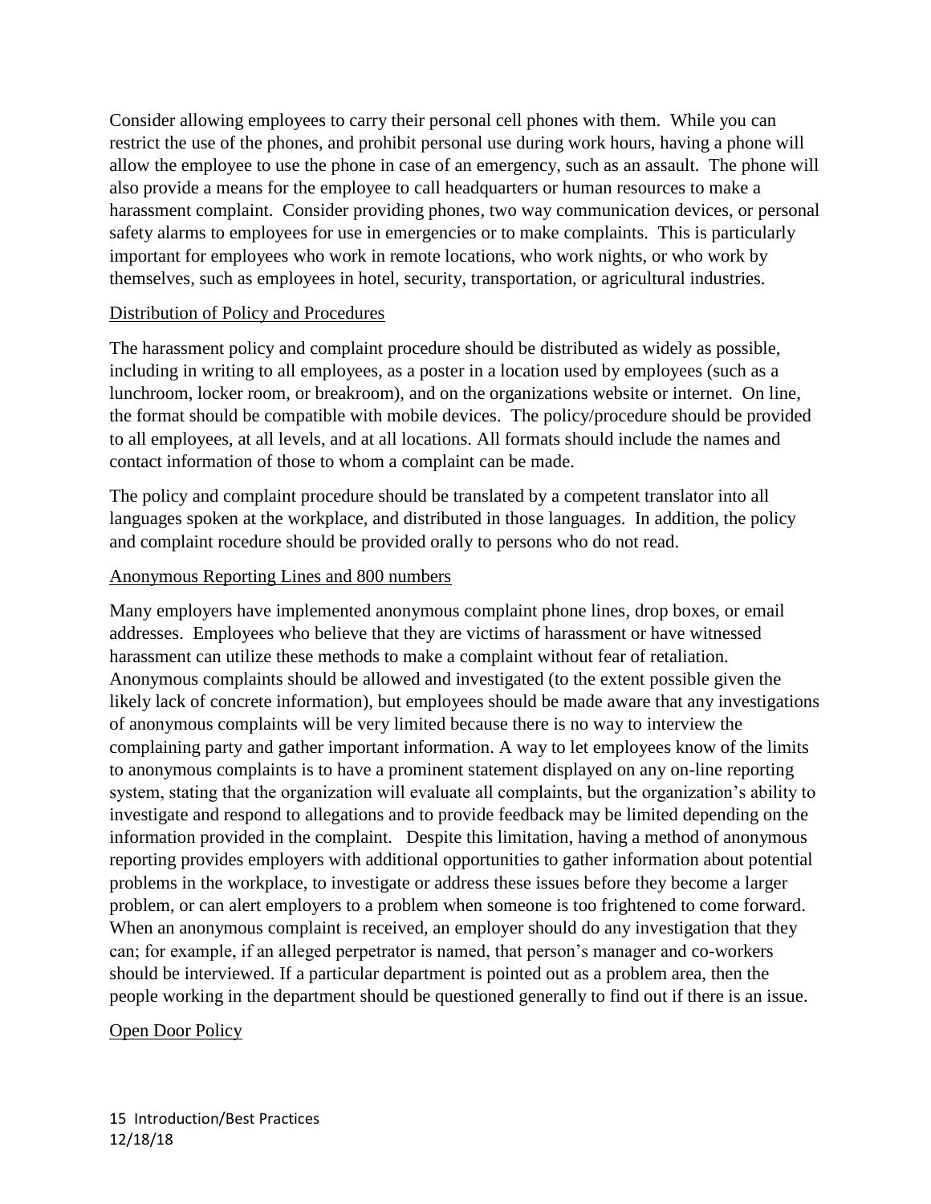Consider allowing employees to carry their personal cell phones with them. While you can restrict the use of the phones, and prohibit personal use during work hours, having a phone will allow the employee to use the phone in case of an emergency, such as an assault. The phone will also provide a means for the employee to call headquarters or human resources to make a harassment complaint. Consider providing phones, two way communication devices, or personal safety alarms to employees for use in emergencies or to make complaints. This is particularly important for employees who work in remote locations, who work nights, or who work by themselves, such as employees in hotel, security, transportation, or agricultural industries.

<u>Distribution of Policy and Procedures</u>

The harassment policy and complaint procedure should be distributed as widely as possible, including in writing to all employees, as a poster in a location used by employees (such as a lunchroom, locker room, or breakroom), and on the organizations website or internet. On line, the format should be compatible with mobile devices. The policy/procedure should be provided to all employees, at all levels, and at all locations. All formats should include the names and contact information of those to whom a complaint can be made.

The policy and complaint procedure should be translated by a competent translator into all languages spoken at the workplace, and distributed in those languages. In addition, the policy and complaint rocedure should be provided orally to persons who do not read.

<u>Anonymous Reporting Lines and 800 numbers</u>

Many employers have implemented anonymous complaint phone lines, drop boxes, or email addresses. Employees who believe that they are victims of harassment or have witnessed harassment can utilize these methods to make a complaint without fear of retaliation. Anonymous complaints should be allowed and investigated (to the extent possible given the likely lack of concrete information), but employees should be made aware that any investigations of anonymous complaints will be very limited because there is no way to interview the complaining party and gather important information. A way to let employees know of the limits to anonymous complaints is to have a prominent statement displayed on any on-line reporting system, stating that the organization will evaluate all complaints, but the organization's ability to investigate and respond to allegations and to provide feedback may be limited depending on the information provided in the complaint. Despite this limitation, having a method of anonymous reporting provides employers with additional opportunities to gather information about potential problems in the workplace, to investigate or address these issues before they become a larger problem, or can alert employers to a problem when someone is too frightened to come forward. When an anonymous complaint is received, an employer should do any investigation that they can; for example, if an alleged perpetrator is named, that person's manager and co-workers should be interviewed. If a particular department is pointed out as a problem area, then the people working in the department should be questioned generally to find out if there is an issue.

<u>Open Door Policy</u>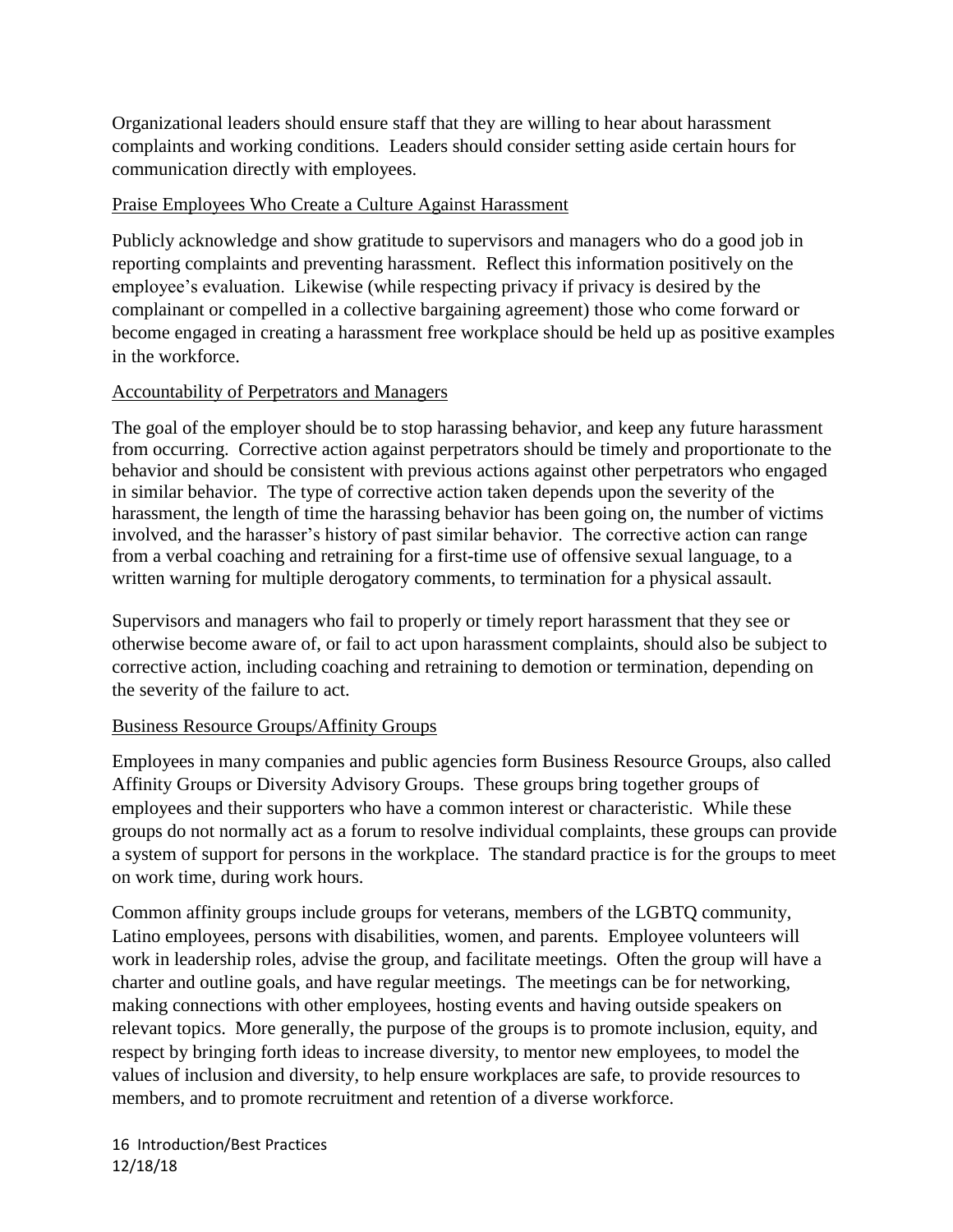Organizational leaders should ensure staff that they are willing to hear about harassment complaints and working conditions. Leaders should consider setting aside certain hours for communication directly with employees.

## Praise Employees Who Create a Culture Against Harassment

Publicly acknowledge and show gratitude to supervisors and managers who do a good job in reporting complaints and preventing harassment. Reflect this information positively on the employee's evaluation. Likewise (while respecting privacy if privacy is desired by the complainant or compelled in a collective bargaining agreement) those who come forward or become engaged in creating a harassment free workplace should be held up as positive examples in the workforce.

## Accountability of Perpetrators and Managers

The goal of the employer should be to stop harassing behavior, and keep any future harassment from occurring. Corrective action against perpetrators should be timely and proportionate to the behavior and should be consistent with previous actions against other perpetrators who engaged in similar behavior. The type of corrective action taken depends upon the severity of the harassment, the length of time the harassing behavior has been going on, the number of victims involved, and the harasser's history of past similar behavior. The corrective action can range from a verbal coaching and retraining for a first-time use of offensive sexual language, to a written warning for multiple derogatory comments, to termination for a physical assault.

Supervisors and managers who fail to properly or timely report harassment that they see or otherwise become aware of, or fail to act upon harassment complaints, should also be subject to corrective action, including coaching and retraining to demotion or termination, depending on the severity of the failure to act.

## Business Resource Groups/Affinity Groups

Employees in many companies and public agencies form Business Resource Groups, also called Affinity Groups or Diversity Advisory Groups. These groups bring together groups of employees and their supporters who have a common interest or characteristic. While these groups do not normally act as a forum to resolve individual complaints, these groups can provide a system of support for persons in the workplace. The standard practice is for the groups to meet on work time, during work hours.

Common affinity groups include groups for veterans, members of the LGBTQ community, Latino employees, persons with disabilities, women, and parents. Employee volunteers will work in leadership roles, advise the group, and facilitate meetings. Often the group will have a charter and outline goals, and have regular meetings. The meetings can be for networking, making connections with other employees, hosting events and having outside speakers on relevant topics. More generally, the purpose of the groups is to promote inclusion, equity, and respect by bringing forth ideas to increase diversity, to mentor new employees, to model the values of inclusion and diversity, to help ensure workplaces are safe, to provide resources to members, and to promote recruitment and retention of a diverse workforce.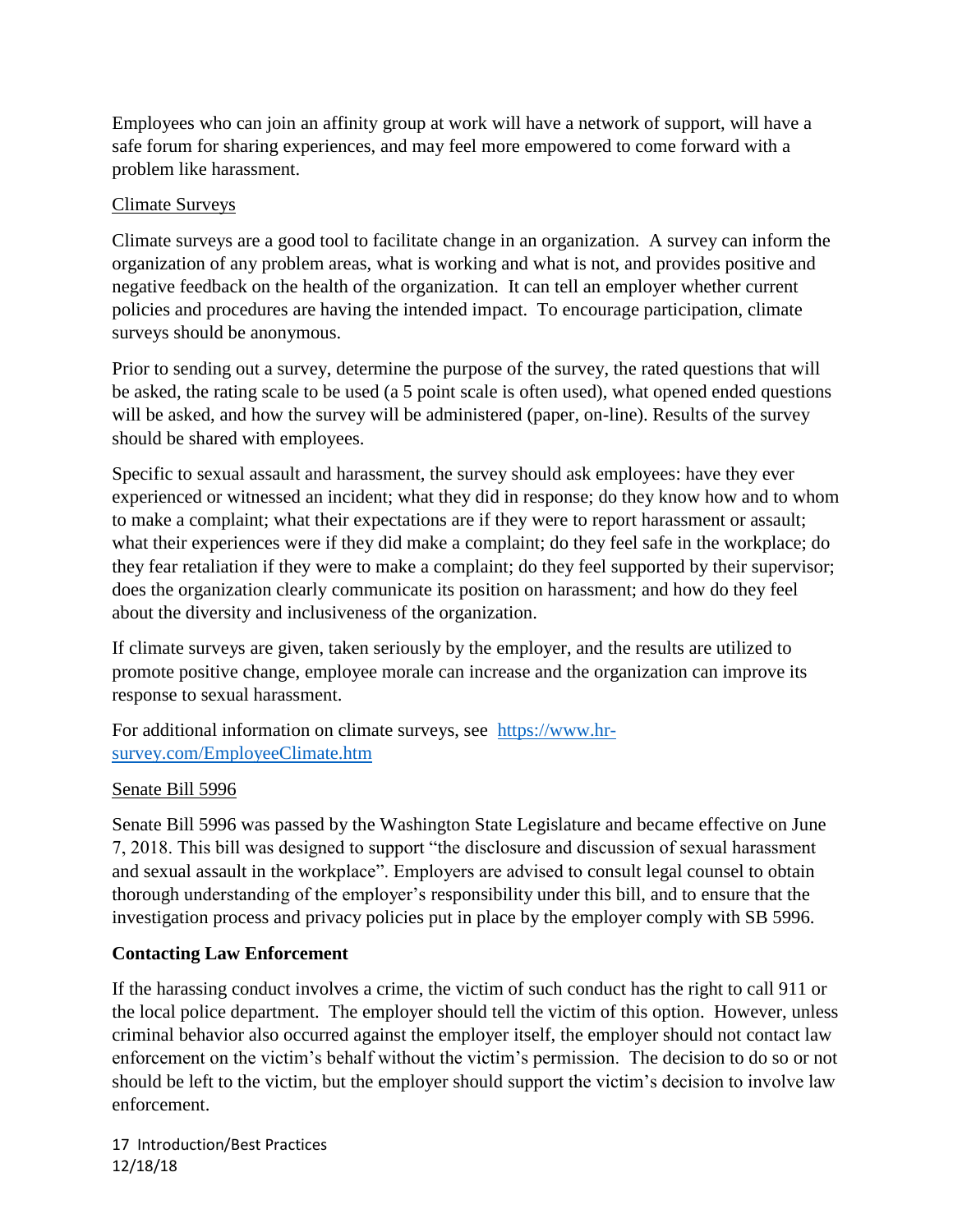Employees who can join an affinity group at work will have a network of support, will have a safe forum for sharing experiences, and may feel more empowered to come forward with a problem like harassment.

<u>Climate Surveys</u>

Climate surveys are a good tool to facilitate change in an organization. A survey can inform the organization of any problem areas, what is working and what is not, and provides positive and negative feedback on the health of the organization. It can tell an employer whether current policies and procedures are having the intended impact. To encourage participation, climate surveys should be anonymous.

Prior to sending out a survey, determine the purpose of the survey, the rated questions that will be asked, the rating scale to be used (a 5 point scale is often used), what opened ended questions will be asked, and how the survey will be administered (paper, on-line). Results of the survey should be shared with employees.

Specific to sexual assault and harassment, the survey should ask employees: have they ever experienced or witnessed an incident; what they did in response; do they know how and to whom to make a complaint; what their expectations are if they were to report harassment or assault; what their experiences were if they did make a complaint; do they feel safe in the workplace; do they fear retaliation if they were to make a complaint; do they feel supported by their supervisor; does the organization clearly communicate its position on harassment; and how do they feel about the diversity and inclusiveness of the organization.

If climate surveys are given, taken seriously by the employer, and the results are utilized to promote positive change, employee morale can increase and the organization can improve its response to sexual harassment.

For additional information on climate surveys, see [https://www.hr-survey.com/EmployeeClimate.htm](https://www.hr-survey.com/EmployeeClimate.htm)

<u>Senate Bill 5996</u>

Senate Bill 5996 was passed by the Washington State Legislature and became effective on June 7, 2018. This bill was designed to support "the disclosure and discussion of sexual harassment and sexual assault in the workplace". Employers are advised to consult legal counsel to obtain thorough understanding of the employer's responsibility under this bill, and to ensure that the investigation process and privacy policies put in place by the employer comply with SB 5996.

**Contacting Law Enforcement**

If the harassing conduct involves a crime, the victim of such conduct has the right to call 911 or the local police department. The employer should tell the victim of this option. However, unless criminal behavior also occurred against the employer itself, the employer should not contact law enforcement on the victim's behalf without the victim's permission. The decision to do so or not should be left to the victim, but the employer should support the victim's decision to involve law enforcement.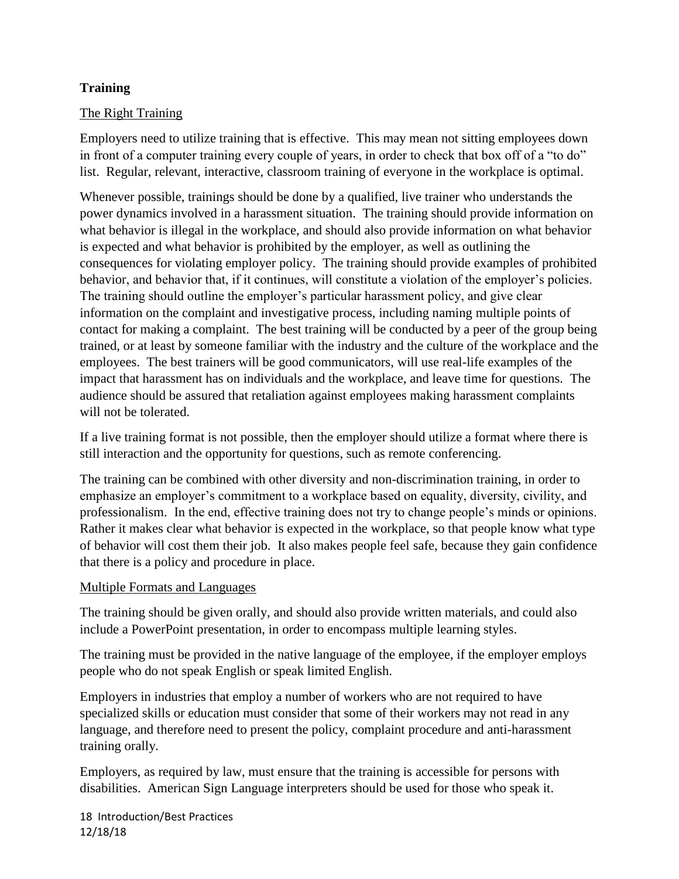## Training

### The Right Training

Employers need to utilize training that is effective. This may mean not sitting employees down in front of a computer training every couple of years, in order to check that box off of a "to do" list. Regular, relevant, interactive, classroom training of everyone in the workplace is optimal.

Whenever possible, trainings should be done by a qualified, live trainer who understands the power dynamics involved in a harassment situation. The training should provide information on what behavior is illegal in the workplace, and should also provide information on what behavior is expected and what behavior is prohibited by the employer, as well as outlining the consequences for violating employer policy. The training should provide examples of prohibited behavior, and behavior that, if it continues, will constitute a violation of the employer's policies. The training should outline the employer's particular harassment policy, and give clear information on the complaint and investigative process, including naming multiple points of contact for making a complaint. The best training will be conducted by a peer of the group being trained, or at least by someone familiar with the industry and the culture of the workplace and the employees. The best trainers will be good communicators, will use real-life examples of the impact that harassment has on individuals and the workplace, and leave time for questions. The audience should be assured that retaliation against employees making harassment complaints will not be tolerated.

If a live training format is not possible, then the employer should utilize a format where there is still interaction and the opportunity for questions, such as remote conferencing.

The training can be combined with other diversity and non-discrimination training, in order to emphasize an employer's commitment to a workplace based on equality, diversity, civility, and professionalism. In the end, effective training does not try to change people's minds or opinions. Rather it makes clear what behavior is expected in the workplace, so that people know what type of behavior will cost them their job. It also makes people feel safe, because they gain confidence that there is a policy and procedure in place.

### Multiple Formats and Languages

The training should be given orally, and should also provide written materials, and could also include a PowerPoint presentation, in order to encompass multiple learning styles.

The training must be provided in the native language of the employee, if the employer employs people who do not speak English or speak limited English.

Employers in industries that employ a number of workers who are not required to have specialized skills or education must consider that some of their workers may not read in any language, and therefore need to present the policy, complaint procedure and anti-harassment training orally.

Employers, as required by law, must ensure that the training is accessible for persons with disabilities. American Sign Language interpreters should be used for those who speak it.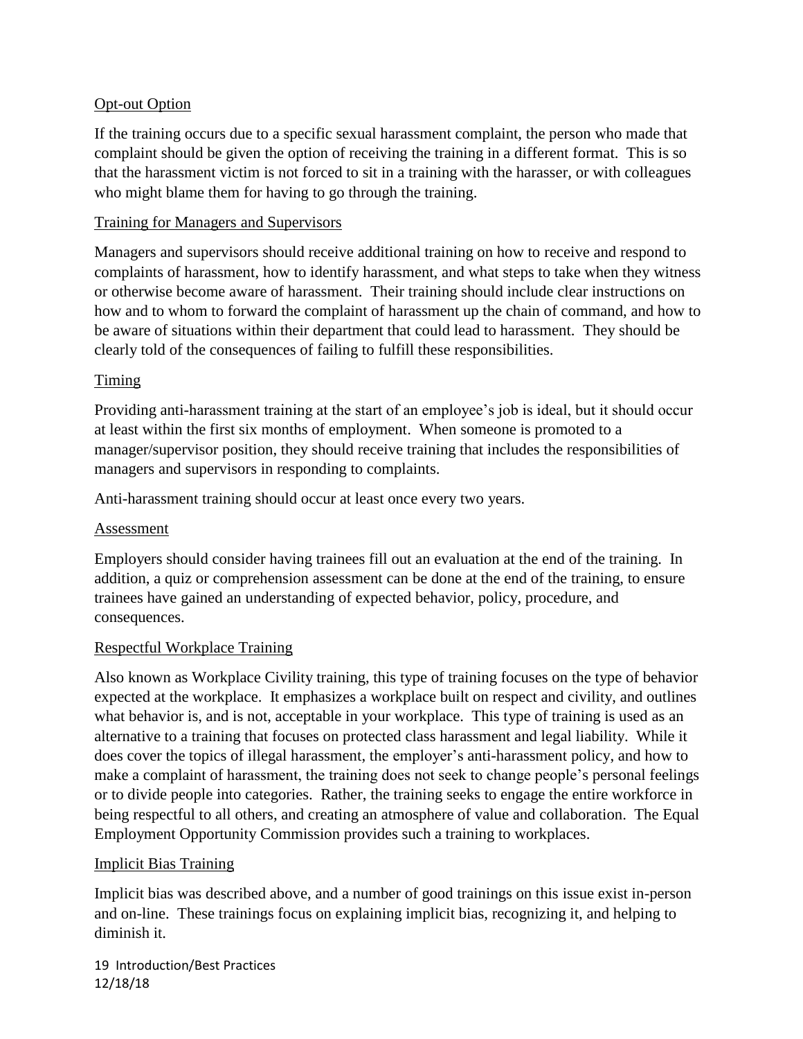### Opt-out Option

If the training occurs due to a specific sexual harassment complaint, the person who made that complaint should be given the option of receiving the training in a different format. This is so that the harassment victim is not forced to sit in a training with the harasser, or with colleagues who might blame them for having to go through the training.

### Training for Managers and Supervisors

Managers and supervisors should receive additional training on how to receive and respond to complaints of harassment, how to identify harassment, and what steps to take when they witness or otherwise become aware of harassment. Their training should include clear instructions on how and to whom to forward the complaint of harassment up the chain of command, and how to be aware of situations within their department that could lead to harassment. They should be clearly told of the consequences of failing to fulfill these responsibilities.

### Timing

Providing anti-harassment training at the start of an employee's job is ideal, but it should occur at least within the first six months of employment. When someone is promoted to a manager/supervisor position, they should receive training that includes the responsibilities of managers and supervisors in responding to complaints.

Anti-harassment training should occur at least once every two years.

### Assessment

Employers should consider having trainees fill out an evaluation at the end of the training. In addition, a quiz or comprehension assessment can be done at the end of the training, to ensure trainees have gained an understanding of expected behavior, policy, procedure, and consequences.

### Respectful Workplace Training

Also known as Workplace Civility training, this type of training focuses on the type of behavior expected at the workplace. It emphasizes a workplace built on respect and civility, and outlines what behavior is, and is not, acceptable in your workplace. This type of training is used as an alternative to a training that focuses on protected class harassment and legal liability. While it does cover the topics of illegal harassment, the employer's anti-harassment policy, and how to make a complaint of harassment, the training does not seek to change people's personal feelings or to divide people into categories. Rather, the training seeks to engage the entire workforce in being respectful to all others, and creating an atmosphere of value and collaboration. The Equal Employment Opportunity Commission provides such a training to workplaces.

### Implicit Bias Training

Implicit bias was described above, and a number of good trainings on this issue exist in-person and on-line. These trainings focus on explaining implicit bias, recognizing it, and helping to diminish it.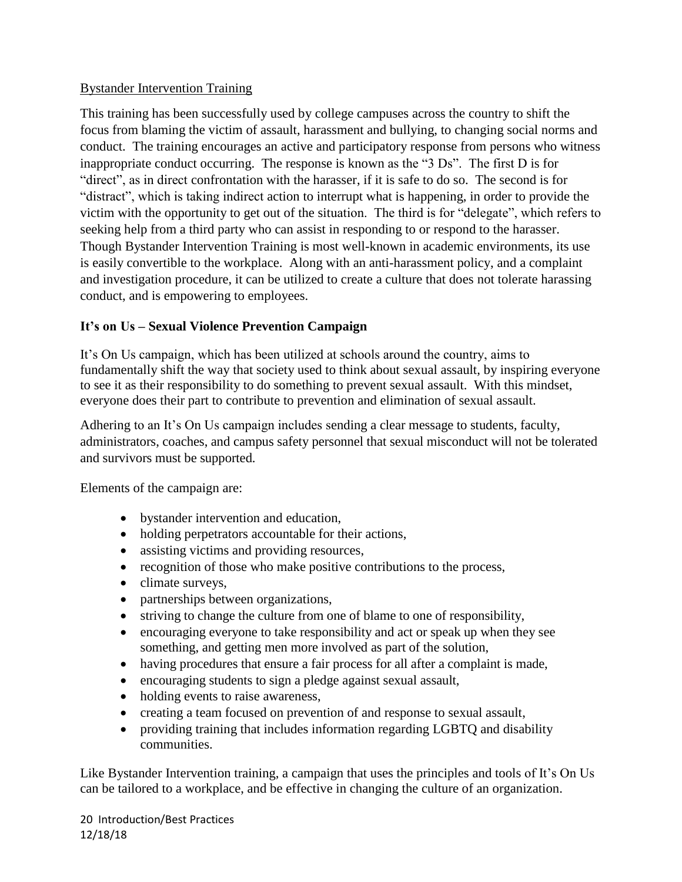Bystander Intervention Training

This training has been successfully used by college campuses across the country to shift the focus from blaming the victim of assault, harassment and bullying, to changing social norms and conduct. The training encourages an active and participatory response from persons who witness inappropriate conduct occurring. The response is known as the "3 Ds". The first D is for "direct", as in direct confrontation with the harasser, if it is safe to do so. The second is for "distract", which is taking indirect action to interrupt what is happening, in order to provide the victim with the opportunity to get out of the situation. The third is for "delegate", which refers to seeking help from a third party who can assist in responding to or respond to the harasser. Though Bystander Intervention Training is most well-known in academic environments, its use is easily convertible to the workplace. Along with an anti-harassment policy, and a complaint and investigation procedure, it can be utilized to create a culture that does not tolerate harassing conduct, and is empowering to employees.

**It's on Us – Sexual Violence Prevention Campaign**

It's On Us campaign, which has been utilized at schools around the country, aims to fundamentally shift the way that society used to think about sexual assault, by inspiring everyone to see it as their responsibility to do something to prevent sexual assault. With this mindset, everyone does their part to contribute to prevention and elimination of sexual assault.

Adhering to an It's On Us campaign includes sending a clear message to students, faculty, administrators, coaches, and campus safety personnel that sexual misconduct will not be tolerated and survivors must be supported.

Elements of the campaign are:

- bystander intervention and education,
- holding perpetrators accountable for their actions,
- assisting victims and providing resources,
- recognition of those who make positive contributions to the process,
- climate surveys,
- partnerships between organizations,
- striving to change the culture from one of blame to one of responsibility,
- encouraging everyone to take responsibility and act or speak up when they see something, and getting men more involved as part of the solution,
- having procedures that ensure a fair process for all after a complaint is made,
- encouraging students to sign a pledge against sexual assault,
- holding events to raise awareness,
- creating a team focused on prevention of and response to sexual assault,
- providing training that includes information regarding LGBTQ and disability communities.

Like Bystander Intervention training, a campaign that uses the principles and tools of It's On Us can be tailored to a workplace, and be effective in changing the culture of an organization.